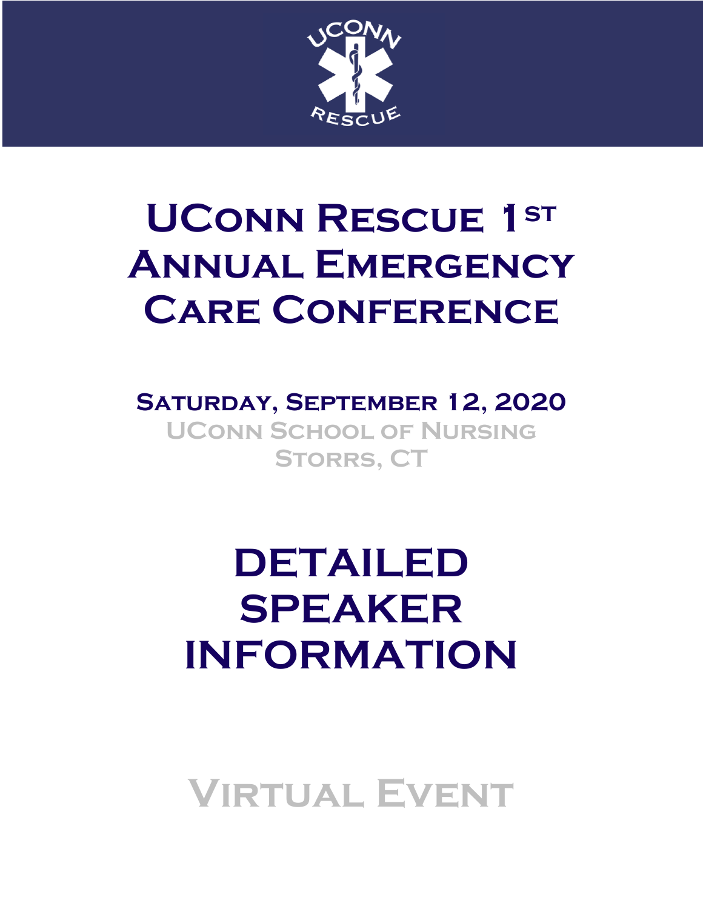# UConn Rescue 1st Annual Emergency Care Conference

**Saturday, September 12, 2020**

UConn School of Nursing
Storrs, CT

# DETAILED SPEAKER INFORMATION

## Virtual Event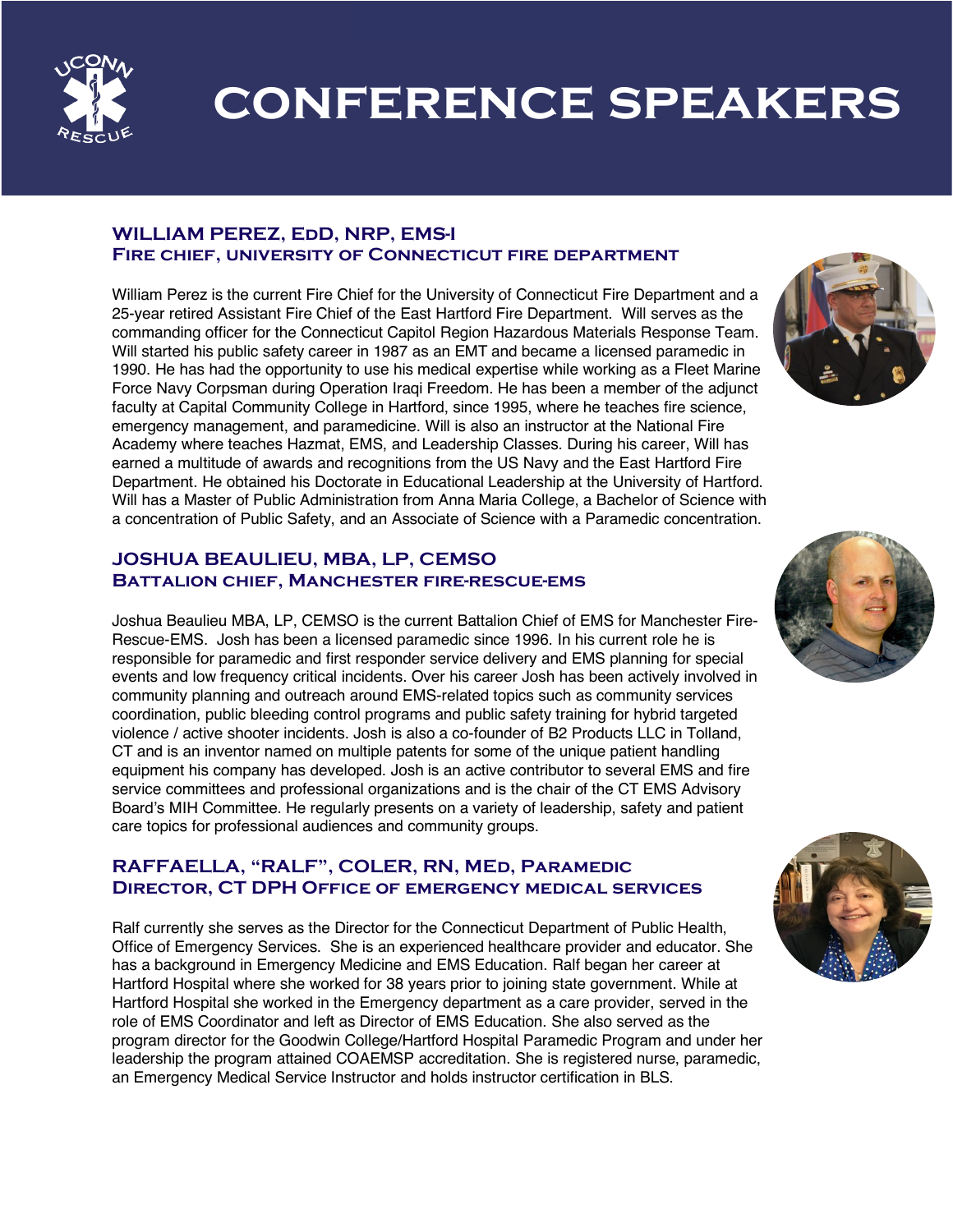# CONFERENCE SPEAKERS

## WILLIAM PEREZ, EdD, NRP, EMS-I
### Fire chief, university of Connecticut fire department

William Perez is the current Fire Chief for the University of Connecticut Fire Department and a 25-year retired Assistant Fire Chief of the East Hartford Fire Department. Will serves as the commanding officer for the Connecticut Capitol Region Hazardous Materials Response Team. Will started his public safety career in 1987 as an EMT and became a licensed paramedic in 1990. He has had the opportunity to use his medical expertise while working as a Fleet Marine Force Navy Corpsman during Operation Iraqi Freedom. He has been a member of the adjunct faculty at Capital Community College in Hartford, since 1995, where he teaches fire science, emergency management, and paramedicine. Will is also an instructor at the National Fire Academy where teaches Hazmat, EMS, and Leadership Classes. During his career, Will has earned a multitude of awards and recognitions from the US Navy and the East Hartford Fire Department. He obtained his Doctorate in Educational Leadership at the University of Hartford. Will has a Master of Public Administration from Anna Maria College, a Bachelor of Science with a concentration of Public Safety, and an Associate of Science with a Paramedic concentration.

## JOSHUA BEAULIEU, MBA, LP, CEMSO
### Battalion chief, Manchester fire-rescue-EMS

Joshua Beaulieu MBA, LP, CEMSO is the current Battalion Chief of EMS for Manchester Fire-Rescue-EMS. Josh has been a licensed paramedic since 1996. In his current role he is responsible for paramedic and first responder service delivery and EMS planning for special events and low frequency critical incidents. Over his career Josh has been actively involved in community planning and outreach around EMS-related topics such as community services coordination, public bleeding control programs and public safety training for hybrid targeted violence / active shooter incidents. Josh is also a co-founder of B2 Products LLC in Tolland, CT and is an inventor named on multiple patents for some of the unique patient handling equipment his company has developed. Josh is an active contributor to several EMS and fire service committees and professional organizations and is the chair of the CT EMS Advisory Board's MIH Committee. He regularly presents on a variety of leadership, safety and patient care topics for professional audiences and community groups.

## RAFFAELLA, "RALF", COLER, RN, MEd, Paramedic
### Director, CT DPH Office of emergency medical services

Ralf currently she serves as the Director for the Connecticut Department of Public Health, Office of Emergency Services. She is an experienced healthcare provider and educator. She has a background in Emergency Medicine and EMS Education. Ralf began her career at Hartford Hospital where she worked for 38 years prior to joining state government. While at Hartford Hospital she worked in the Emergency department as a care provider, served in the role of EMS Coordinator and left as Director of EMS Education. She also served as the program director for the Goodwin College/Hartford Hospital Paramedic Program and under her leadership the program attained COAEMSP accreditation. She is registered nurse, paramedic, an Emergency Medical Service Instructor and holds instructor certification in BLS.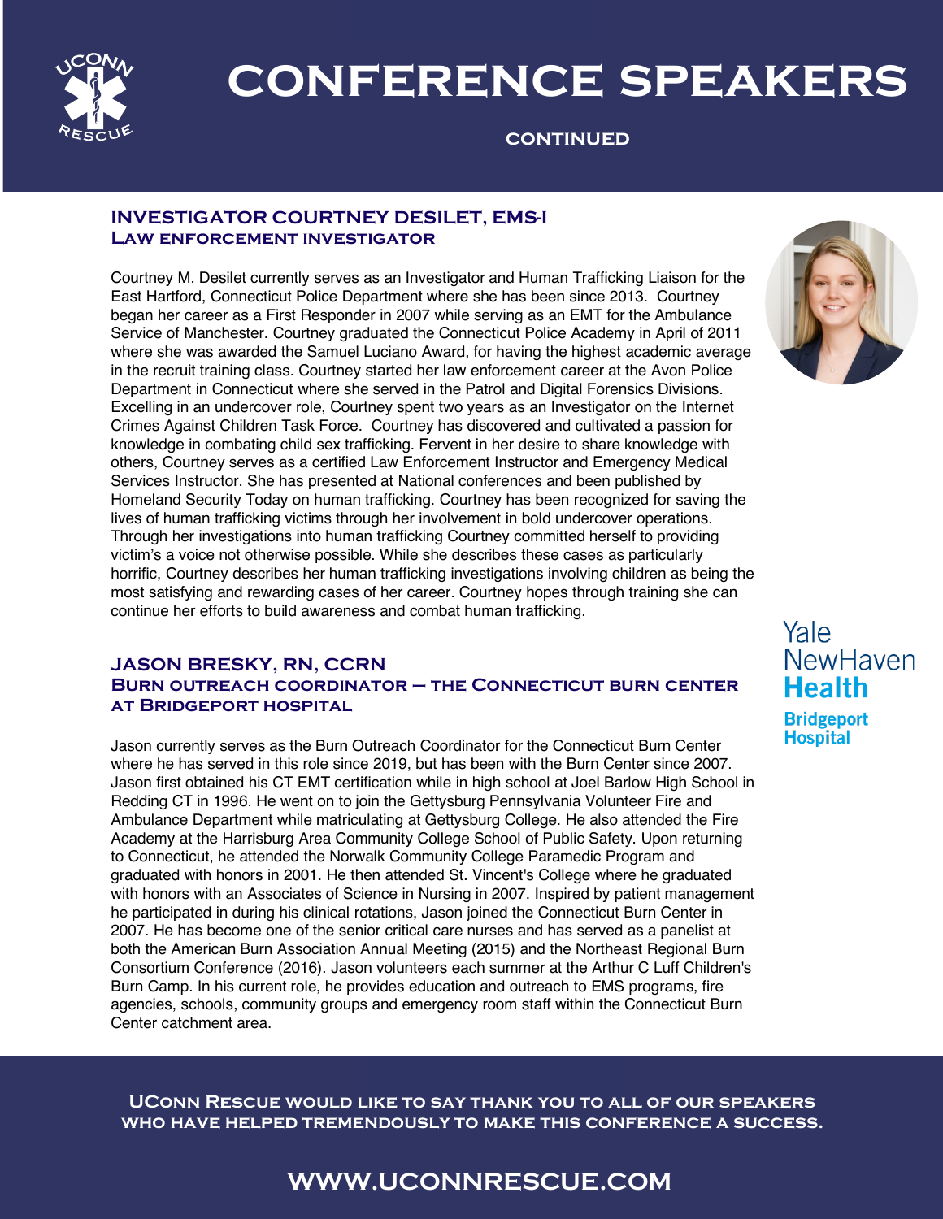# CONFERENCE SPEAKERS

**CONTINUED**

### INVESTIGATOR COURTNEY DESILET, EMS-I
**Law enforcement investigator**

Courtney M. Desilet currently serves as an Investigator and Human Trafficking Liaison for the East Hartford, Connecticut Police Department where she has been since 2013. Courtney began her career as a First Responder in 2007 while serving as an EMT for the Ambulance Service of Manchester. Courtney graduated the Connecticut Police Academy in April of 2011 where she was awarded the Samuel Luciano Award, for having the highest academic average in the recruit training class. Courtney started her law enforcement career at the Avon Police Department in Connecticut where she served in the Patrol and Digital Forensics Divisions. Excelling in an undercover role, Courtney spent two years as an Investigator on the Internet Crimes Against Children Task Force. Courtney has discovered and cultivated a passion for knowledge in combating child sex trafficking. Fervent in her desire to share knowledge with others, Courtney serves as a certified Law Enforcement Instructor and Emergency Medical Services Instructor. She has presented at National conferences and been published by Homeland Security Today on human trafficking. Courtney has been recognized for saving the lives of human trafficking victims through her involvement in bold undercover operations. Through her investigations into human trafficking Courtney committed herself to providing victim's a voice not otherwise possible. While she describes these cases as particularly horrific, Courtney describes her human trafficking investigations involving children as being the most satisfying and rewarding cases of her career. Courtney hopes through training she can continue her efforts to build awareness and combat human trafficking.

### JASON BRESKY, RN, CCRN
**Burn outreach coordinator – the Connecticut burn center at Bridgeport hospital**

Yale NewHaven Health
Bridgeport Hospital

Jason currently serves as the Burn Outreach Coordinator for the Connecticut Burn Center where he has served in this role since 2019, but has been with the Burn Center since 2007. Jason first obtained his CT EMT certification while in high school at Joel Barlow High School in Redding CT in 1996. He went on to join the Gettysburg Pennsylvania Volunteer Fire and Ambulance Department while matriculating at Gettysburg College. He also attended the Fire Academy at the Harrisburg Area Community College School of Public Safety. Upon returning to Connecticut, he attended the Norwalk Community College Paramedic Program and graduated with honors in 2001. He then attended St. Vincent's College where he graduated with honors with an Associates of Science in Nursing in 2007. Inspired by patient management he participated in during his clinical rotations, Jason joined the Connecticut Burn Center in 2007. He has become one of the senior critical care nurses and has served as a panelist at both the American Burn Association Annual Meeting (2015) and the Northeast Regional Burn Consortium Conference (2016). Jason volunteers each summer at the Arthur C Luff Children's Burn Camp. In his current role, he provides education and outreach to EMS programs, fire agencies, schools, community groups and emergency room staff within the Connecticut Burn Center catchment area.

**UConn Rescue would like to say thank you to all of our speakers who have helped tremendously to make this conference a success.**

**WWW.UCONNRESCUE.COM**